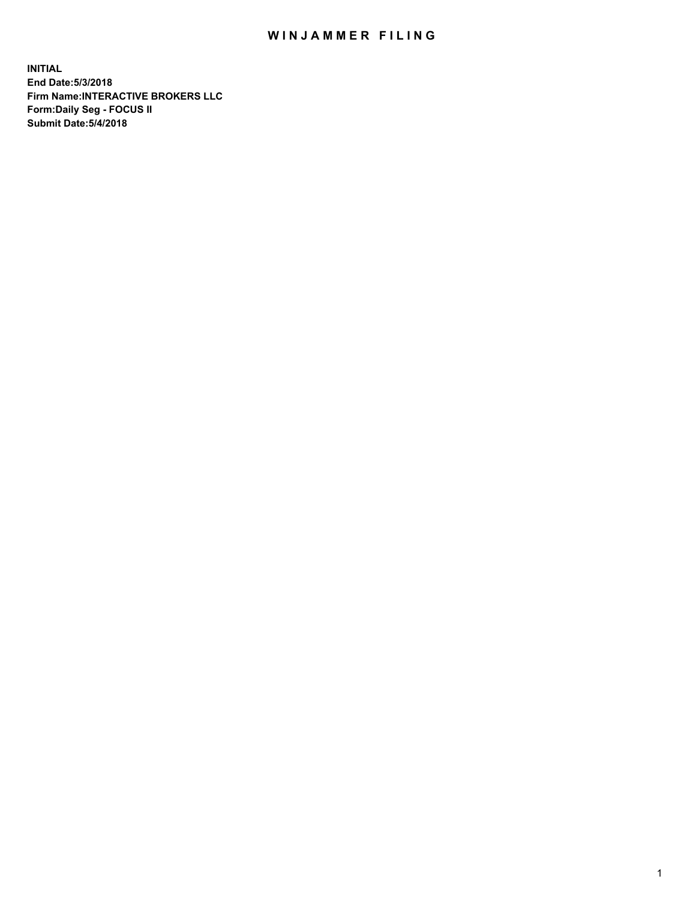# WINJAMMER FILING

**INITIAL**
**End Date:5/3/2018**
**Firm Name:INTERACTIVE BROKERS LLC**
**Form:Daily Seg - FOCUS II**
**Submit Date:5/4/2018**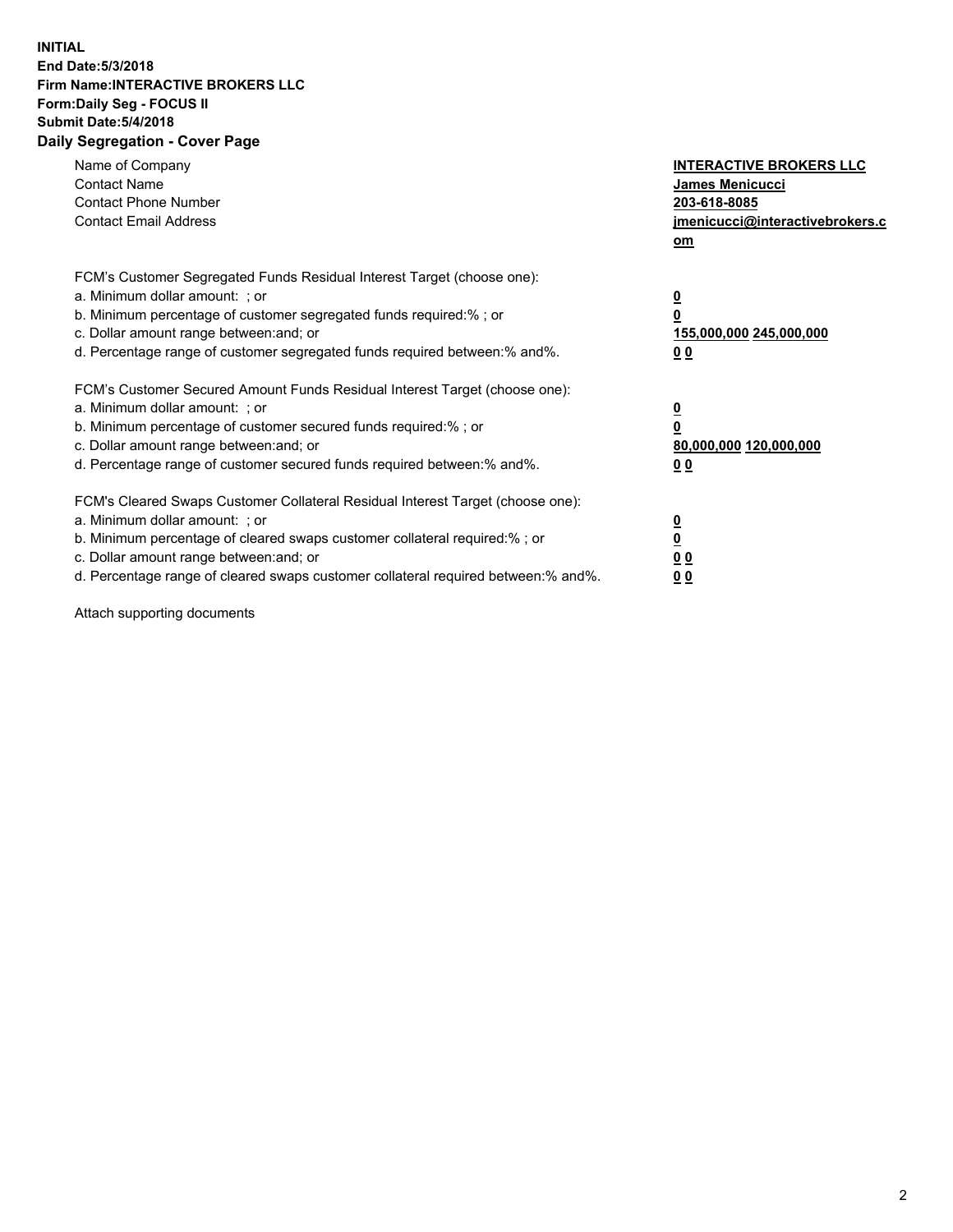**INITIAL**
**End Date:5/3/2018**
**Firm Name:INTERACTIVE BROKERS LLC**
**Form:Daily Seg - FOCUS II**
**Submit Date:5/4/2018**
**Daily Segregation - Cover Page**

| | |
|---|---|
| Name of Company | **INTERACTIVE BROKERS LLC** |
| Contact Name | **James Menicucci** |
| Contact Phone Number | **203-618-8085** |
| Contact Email Address | **jmenicucci@interactivebrokers.com** |

FCM's Customer Segregated Funds Residual Interest Target (choose one):

| | |
|---|---|
| a. Minimum dollar amount: ; or | **0** |
| b. Minimum percentage of customer segregated funds required:% ; or | **0** |
| c. Dollar amount range between:and; or | **155,000,000 245,000,000** |
| d. Percentage range of customer segregated funds required between:% and%. | **0 0** |

FCM's Customer Secured Amount Funds Residual Interest Target (choose one):

| | |
|---|---|
| a. Minimum dollar amount: ; or | **0** |
| b. Minimum percentage of customer secured funds required:% ; or | **0** |
| c. Dollar amount range between:and; or | **80,000,000 120,000,000** |
| d. Percentage range of customer secured funds required between:% and%. | **0 0** |

FCM's Cleared Swaps Customer Collateral Residual Interest Target (choose one):

| | |
|---|---|
| a. Minimum dollar amount: ; or | **0** |
| b. Minimum percentage of cleared swaps customer collateral required:% ; or | **0** |
| c. Dollar amount range between:and; or | **0 0** |
| d. Percentage range of cleared swaps customer collateral required between:% and%. | **0 0** |

Attach supporting documents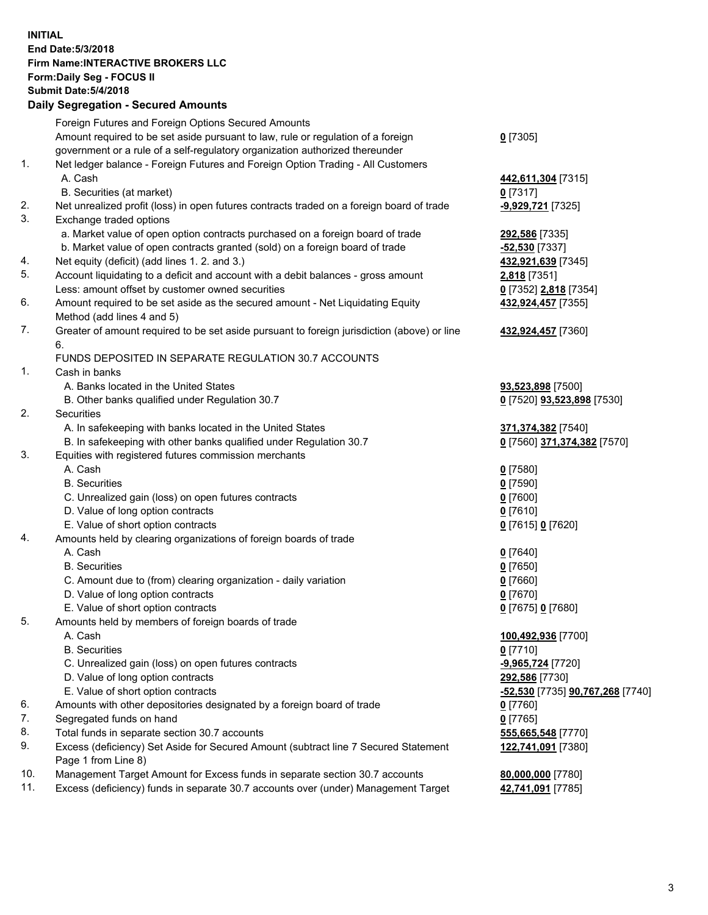**INITIAL**
**End Date:5/3/2018**
**Firm Name:INTERACTIVE BROKERS LLC**
**Form:Daily Seg - FOCUS II**
**Submit Date:5/4/2018**

## Daily Segregation - Secured Amounts

| | | |
|---|---|---|
| | Foreign Futures and Foreign Options Secured Amounts | |
| | Amount required to be set aside pursuant to law, rule or regulation of a foreign government or a rule of a self-regulatory organization authorized thereunder | **0** [7305] |
| 1. | Net ledger balance - Foreign Futures and Foreign Option Trading - All Customers | |
| | A. Cash | **442,611,304** [7315] |
| | B. Securities (at market) | **0** [7317] |
| 2. | Net unrealized profit (loss) in open futures contracts traded on a foreign board of trade | **-9,929,721** [7325] |
| 3. | Exchange traded options | |
| | a. Market value of open option contracts purchased on a foreign board of trade | **292,586** [7335] |
| | b. Market value of open contracts granted (sold) on a foreign board of trade | **-52,530** [7337] |
| 4. | Net equity (deficit) (add lines 1. 2. and 3.) | **432,921,639** [7345] |
| 5. | Account liquidating to a deficit and account with a debit balances - gross amount | **2,818** [7351] |
| | Less: amount offset by customer owned securities | **0** [7352] **2,818** [7354] |
| 6. | Amount required to be set aside as the secured amount - Net Liquidating Equity Method (add lines 4 and 5) | **432,924,457** [7355] |
| 7. | Greater of amount required to be set aside pursuant to foreign jurisdiction (above) or line 6. | **432,924,457** [7360] |
| | FUNDS DEPOSITED IN SEPARATE REGULATION 30.7 ACCOUNTS | |
| 1. | Cash in banks | |
| | A. Banks located in the United States | **93,523,898** [7500] |
| | B. Other banks qualified under Regulation 30.7 | **0** [7520] **93,523,898** [7530] |
| 2. | Securities | |
| | A. In safekeeping with banks located in the United States | **371,374,382** [7540] |
| | B. In safekeeping with other banks qualified under Regulation 30.7 | **0** [7560] **371,374,382** [7570] |
| 3. | Equities with registered futures commission merchants | |
| | A. Cash | **0** [7580] |
| | B. Securities | **0** [7590] |
| | C. Unrealized gain (loss) on open futures contracts | **0** [7600] |
| | D. Value of long option contracts | **0** [7610] |
| | E. Value of short option contracts | **0** [7615] **0** [7620] |
| 4. | Amounts held by clearing organizations of foreign boards of trade | |
| | A. Cash | **0** [7640] |
| | B. Securities | **0** [7650] |
| | C. Amount due to (from) clearing organization - daily variation | **0** [7660] |
| | D. Value of long option contracts | **0** [7670] |
| | E. Value of short option contracts | **0** [7675] **0** [7680] |
| 5. | Amounts held by members of foreign boards of trade | |
| | A. Cash | **100,492,936** [7700] |
| | B. Securities | **0** [7710] |
| | C. Unrealized gain (loss) on open futures contracts | **-9,965,724** [7720] |
| | D. Value of long option contracts | **292,586** [7730] |
| | E. Value of short option contracts | **-52,530** [7735] **90,767,268** [7740] |
| 6. | Amounts with other depositories designated by a foreign board of trade | **0** [7760] |
| 7. | Segregated funds on hand | **0** [7765] |
| 8. | Total funds in separate section 30.7 accounts | **555,665,548** [7770] |
| 9. | Excess (deficiency) Set Aside for Secured Amount (subtract line 7 Secured Statement Page 1 from Line 8) | **122,741,091** [7380] |
| 10. | Management Target Amount for Excess funds in separate section 30.7 accounts | **80,000,000** [7780] |
| 11. | Excess (deficiency) funds in separate 30.7 accounts over (under) Management Target | **42,741,091** [7785] |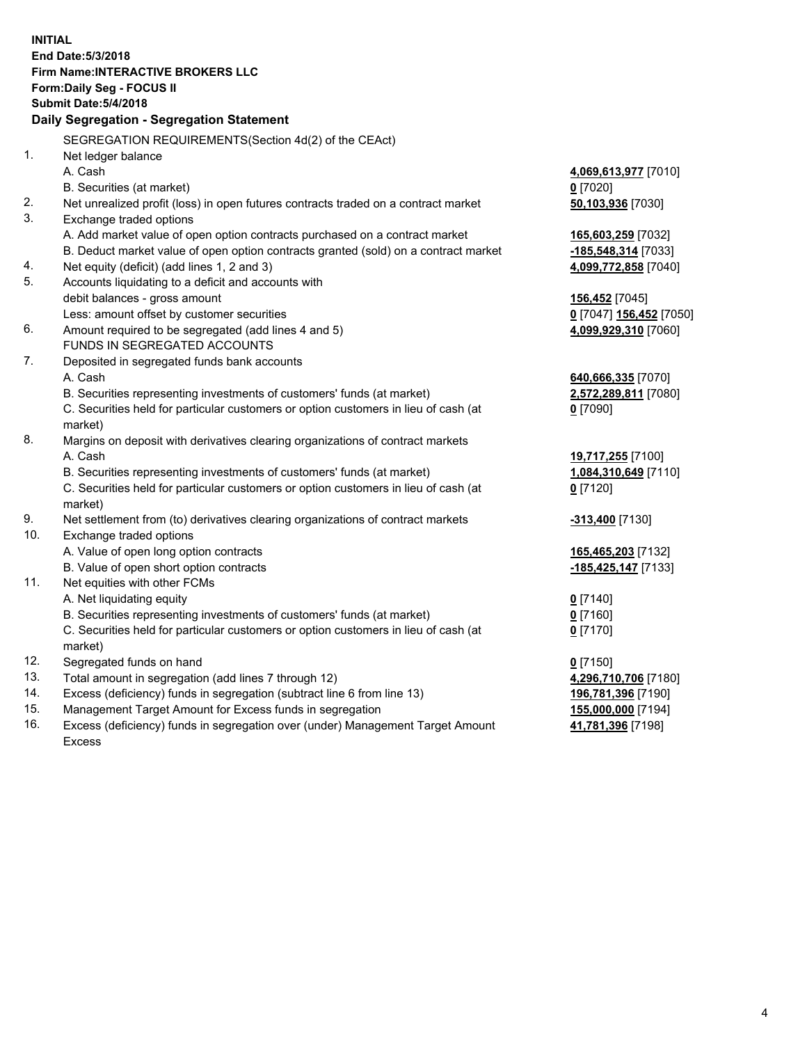**INITIAL**
**End Date:5/3/2018**
**Firm Name:INTERACTIVE BROKERS LLC**
**Form:Daily Seg - FOCUS II**
**Submit Date:5/4/2018**

## Daily Segregation - Segregation Statement

| | | |
|---|---|---|
| | SEGREGATION REQUIREMENTS(Section 4d(2) of the CEAct) | |
| 1. | Net ledger balance | |
| | A. Cash | **4,069,613,977** [7010] |
| | B. Securities (at market) | **0** [7020] |
| 2. | Net unrealized profit (loss) in open futures contracts traded on a contract market | **50,103,936** [7030] |
| 3. | Exchange traded options | |
| | A. Add market value of open option contracts purchased on a contract market | **165,603,259** [7032] |
| | B. Deduct market value of open option contracts granted (sold) on a contract market | **-185,548,314** [7033] |
| 4. | Net equity (deficit) (add lines 1, 2 and 3) | **4,099,772,858** [7040] |
| 5. | Accounts liquidating to a deficit and accounts with | |
| | debit balances - gross amount | **156,452** [7045] |
| | Less: amount offset by customer securities | **0** [7047] **156,452** [7050] |
| 6. | Amount required to be segregated (add lines 4 and 5) | **4,099,929,310** [7060] |
| | FUNDS IN SEGREGATED ACCOUNTS | |
| 7. | Deposited in segregated funds bank accounts | |
| | A. Cash | **640,666,335** [7070] |
| | B. Securities representing investments of customers' funds (at market) | **2,572,289,811** [7080] |
| | C. Securities held for particular customers or option customers in lieu of cash (at market) | **0** [7090] |
| 8. | Margins on deposit with derivatives clearing organizations of contract markets | |
| | A. Cash | **19,717,255** [7100] |
| | B. Securities representing investments of customers' funds (at market) | **1,084,310,649** [7110] |
| | C. Securities held for particular customers or option customers in lieu of cash (at market) | **0** [7120] |
| 9. | Net settlement from (to) derivatives clearing organizations of contract markets | **-313,400** [7130] |
| 10. | Exchange traded options | |
| | A. Value of open long option contracts | **165,465,203** [7132] |
| | B. Value of open short option contracts | **-185,425,147** [7133] |
| 11. | Net equities with other FCMs | |
| | A. Net liquidating equity | **0** [7140] |
| | B. Securities representing investments of customers' funds (at market) | **0** [7160] |
| | C. Securities held for particular customers or option customers in lieu of cash (at market) | **0** [7170] |
| 12. | Segregated funds on hand | **0** [7150] |
| 13. | Total amount in segregation (add lines 7 through 12) | **4,296,710,706** [7180] |
| 14. | Excess (deficiency) funds in segregation (subtract line 6 from line 13) | **196,781,396** [7190] |
| 15. | Management Target Amount for Excess funds in segregation | **155,000,000** [7194] |
| 16. | Excess (deficiency) funds in segregation over (under) Management Target Amount Excess | **41,781,396** [7198] |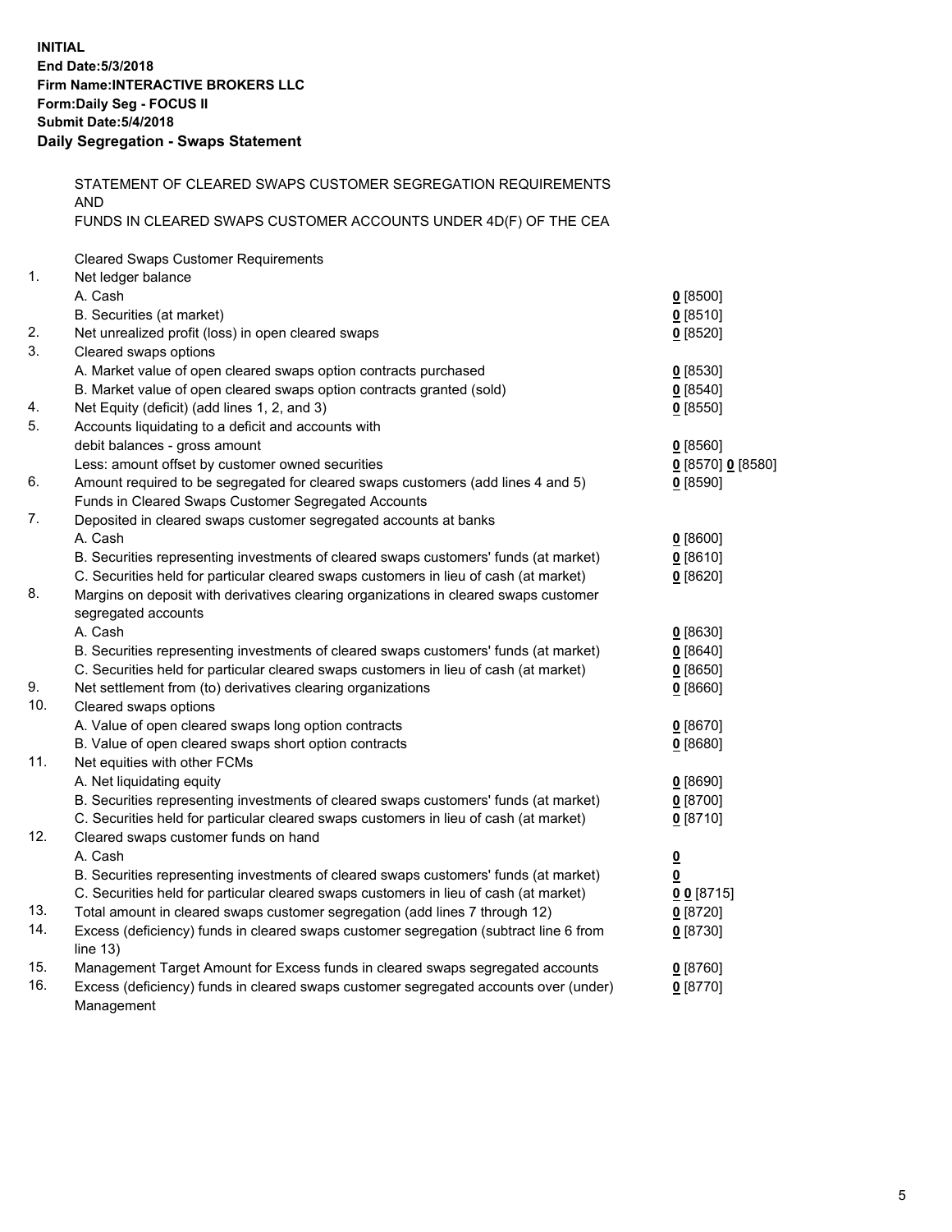**INITIAL**
**End Date:5/3/2018**
**Firm Name:INTERACTIVE BROKERS LLC**
**Form:Daily Seg - FOCUS II**
**Submit Date:5/4/2018**
**Daily Segregation - Swaps Statement**

STATEMENT OF CLEARED SWAPS CUSTOMER SEGREGATION REQUIREMENTS AND FUNDS IN CLEARED SWAPS CUSTOMER ACCOUNTS UNDER 4D(F) OF THE CEA

| | | |
|---|---|---|
| | Cleared Swaps Customer Requirements | |
| 1. | Net ledger balance | |
| | A. Cash | 0 [8500] |
| | B. Securities (at market) | 0 [8510] |
| 2. | Net unrealized profit (loss) in open cleared swaps | 0 [8520] |
| 3. | Cleared swaps options | |
| | A. Market value of open cleared swaps option contracts purchased | 0 [8530] |
| | B. Market value of open cleared swaps option contracts granted (sold) | 0 [8540] |
| 4. | Net Equity (deficit) (add lines 1, 2, and 3) | 0 [8550] |
| 5. | Accounts liquidating to a deficit and accounts with debit balances - gross amount | 0 [8560] |
| | Less: amount offset by customer owned securities | 0 [8570] 0 [8580] |
| 6. | Amount required to be segregated for cleared swaps customers (add lines 4 and 5) | 0 [8590] |
| | Funds in Cleared Swaps Customer Segregated Accounts | |
| 7. | Deposited in cleared swaps customer segregated accounts at banks | |
| | A. Cash | 0 [8600] |
| | B. Securities representing investments of cleared swaps customers' funds (at market) | 0 [8610] |
| | C. Securities held for particular cleared swaps customers in lieu of cash (at market) | 0 [8620] |
| 8. | Margins on deposit with derivatives clearing organizations in cleared swaps customer segregated accounts | |
| | A. Cash | 0 [8630] |
| | B. Securities representing investments of cleared swaps customers' funds (at market) | 0 [8640] |
| | C. Securities held for particular cleared swaps customers in lieu of cash (at market) | 0 [8650] |
| 9. | Net settlement from (to) derivatives clearing organizations | 0 [8660] |
| 10. | Cleared swaps options | |
| | A. Value of open cleared swaps long option contracts | 0 [8670] |
| | B. Value of open cleared swaps short option contracts | 0 [8680] |
| 11. | Net equities with other FCMs | |
| | A. Net liquidating equity | 0 [8690] |
| | B. Securities representing investments of cleared swaps customers' funds (at market) | 0 [8700] |
| | C. Securities held for particular cleared swaps customers in lieu of cash (at market) | 0 [8710] |
| 12. | Cleared swaps customer funds on hand | |
| | A. Cash | 0 |
| | B. Securities representing investments of cleared swaps customers' funds (at market) | 0 |
| | C. Securities held for particular cleared swaps customers in lieu of cash (at market) | 0 0 [8715] |
| 13. | Total amount in cleared swaps customer segregation (add lines 7 through 12) | 0 [8720] |
| 14. | Excess (deficiency) funds in cleared swaps customer segregation (subtract line 6 from line 13) | 0 [8730] |
| 15. | Management Target Amount for Excess funds in cleared swaps segregated accounts | 0 [8760] |
| 16. | Excess (deficiency) funds in cleared swaps customer segregated accounts over (under) Management | 0 [8770] |